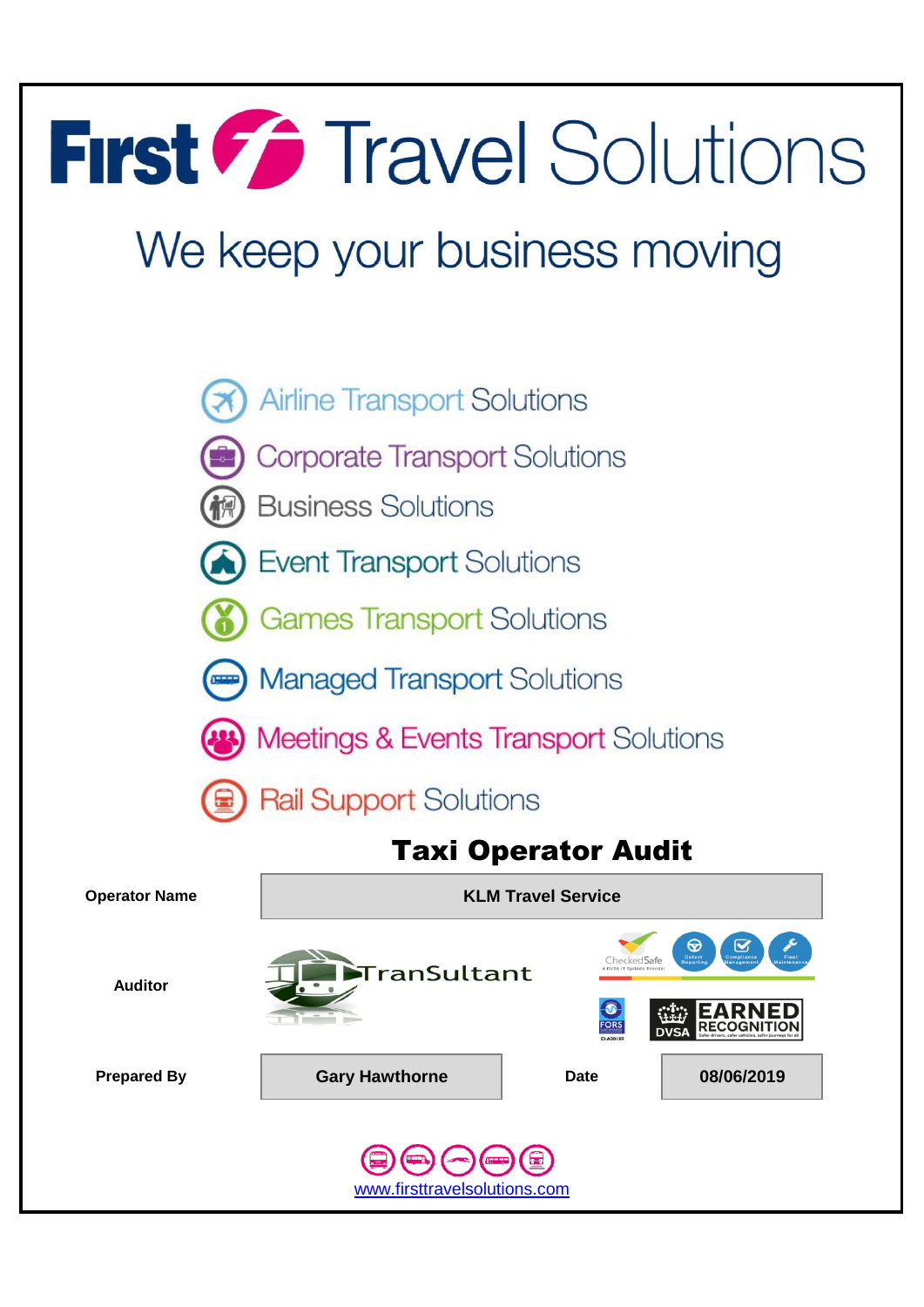# First Travel Solutions

## We keep your business moving

- Airline Transport Solutions
- Corporate Transport Solutions
- Business Solutions
- Event Transport Solutions
- Games Transport Solutions
- Managed Transport Solutions
- Meetings & Events Transport Solutions
- Rail Support Solutions

## Taxi Operator Audit

| | | | |
|---|---|---|---|
| **Operator Name** | **KLM Travel Service** | | |
| **Auditor** | TranSultant | | |
| **Prepared By** | **Gary Hawthorne** | **Date** | **08/06/2019** |

CheckedSafe – A DVSA IT Systems Provider – Defect Reporting – Compliance Management – Fleet Maintenance

FORS ID:A00189

DVSA EARNED RECOGNITION – Safer drivers, safer vehicles, safer journeys for all

www.firsttravelsolutions.com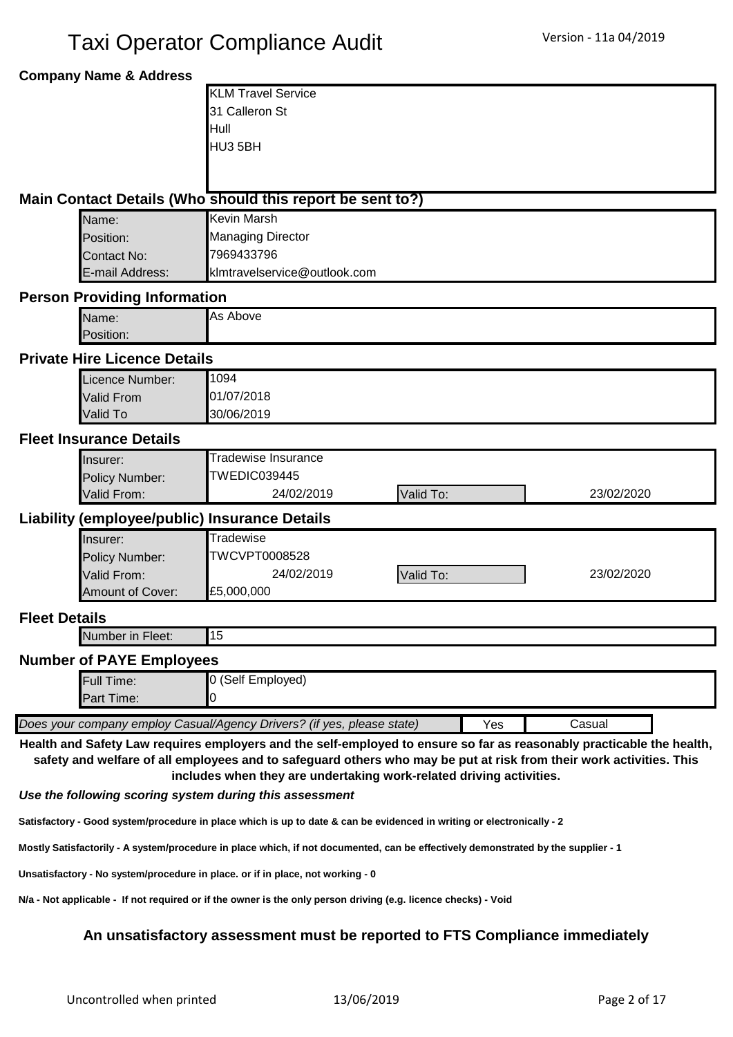# Taxi Operator Compliance Audit

Version - 11a 04/2019

**Company Name & Address**

KLM Travel Service
31 Calleron St
Hull
HU3 5BH

## Main Contact Details (Who should this report be sent to?)

| | |
|---|---|
| Name: | Kevin Marsh |
| Position: | Managing Director |
| Contact No: | 7969433796 |
| E-mail Address: | klmtravelservice@outlook.com |

## Person Providing Information

| | |
|---|---|
| Name: | As Above |
| Position: | |

## Private Hire Licence Details

| | |
|---|---|
| Licence Number: | 1094 |
| Valid From | 01/07/2018 |
| Valid To | 30/06/2019 |

## Fleet Insurance Details

| | | | |
|---|---|---|---|
| Insurer: | Tradewise Insurance | | |
| Policy Number: | TWEDIC039445 | | |
| Valid From: | 24/02/2019 | Valid To: | 23/02/2020 |

## Liability (employee/public) Insurance Details

| | | | |
|---|---|---|---|
| Insurer: | Tradewise | | |
| Policy Number: | TWCVPT0008528 | | |
| Valid From: | 24/02/2019 | Valid To: | 23/02/2020 |
| Amount of Cover: | £5,000,000 | | |

## Fleet Details

| | |
|---|---|
| Number in Fleet: | 15 |

## Number of PAYE Employees

| | |
|---|---|
| Full Time: | 0 (Self Employed) |
| Part Time: | 0 |

| | | |
|---|---|---|
| *Does your company employ Casual/Agency Drivers? (if yes, please state)* | Yes | Casual |

**Health and Safety Law requires employers and the self-employed to ensure so far as reasonably practicable the health, safety and welfare of all employees and to safeguard others who may be put at risk from their work activities. This includes when they are undertaking work-related driving activities.**

***Use the following scoring system during this assessment***

**Satisfactory - Good system/procedure in place which is up to date & can be evidenced in writing or electronically - 2**

**Mostly Satisfactorily - A system/procedure in place which, if not documented, can be effectively demonstrated by the supplier - 1**

**Unsatisfactory - No system/procedure in place. or if in place, not working - 0**

**N/a - Not applicable - If not required or if the owner is the only person driving (e.g. licence checks) - Void**

**An unsatisfactory assessment must be reported to FTS Compliance immediately**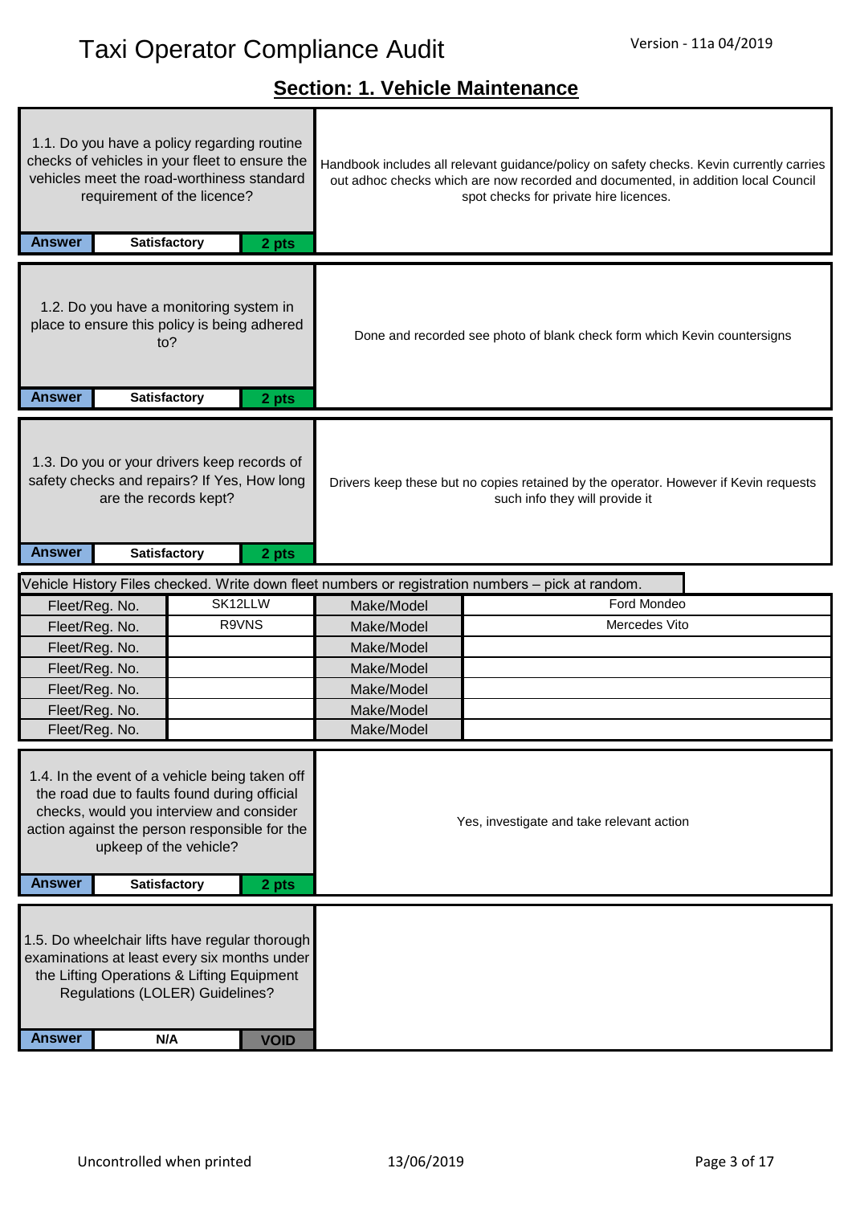# Taxi Operator Compliance Audit

Version - 11a 04/2019

## Section: 1. Vehicle Maintenance

| Question | Comments |
|---|---|
| 1.1. Do you have a policy regarding routine checks of vehicles in your fleet to ensure the vehicles meet the road-worthiness standard requirement of the licence? | Handbook includes all relevant guidance/policy on safety checks. Kevin currently carries out adhoc checks which are now recorded and documented, in addition local Council spot checks for private hire licences. |
| **Answer** Satisfactory — 2 pts | |

| Question | Comments |
|---|---|
| 1.2. Do you have a monitoring system in place to ensure this policy is being adhered to? | Done and recorded see photo of blank check form which Kevin countersigns |
| **Answer** Satisfactory — 2 pts | |

| Question | Comments |
|---|---|
| 1.3. Do you or your drivers keep records of safety checks and repairs? If Yes, How long are the records kept? | Drivers keep these but no copies retained by the operator. However if Kevin requests such info they will provide it |
| **Answer** Satisfactory — 2 pts | |

Vehicle History Files checked. Write down fleet numbers or registration numbers – pick at random.

| | | | |
|---|---|---|---|
| Fleet/Reg. No. | SK12LLW | Make/Model | Ford Mondeo |
| Fleet/Reg. No. | R9VNS | Make/Model | Mercedes Vito |
| Fleet/Reg. No. | | Make/Model | |
| Fleet/Reg. No. | | Make/Model | |
| Fleet/Reg. No. | | Make/Model | |
| Fleet/Reg. No. | | Make/Model | |
| Fleet/Reg. No. | | Make/Model | |

| Question | Comments |
|---|---|
| 1.4. In the event of a vehicle being taken off the road due to faults found during official checks, would you interview and consider action against the person responsible for the upkeep of the vehicle? | Yes, investigate and take relevant action |
| **Answer** Satisfactory — 2 pts | |

| Question | Comments |
|---|---|
| 1.5. Do wheelchair lifts have regular thorough examinations at least every six months under the Lifting Operations & Lifting Equipment Regulations (LOLER) Guidelines? | |
| **Answer** N/A — VOID | |

Uncontrolled when printed — 13/06/2019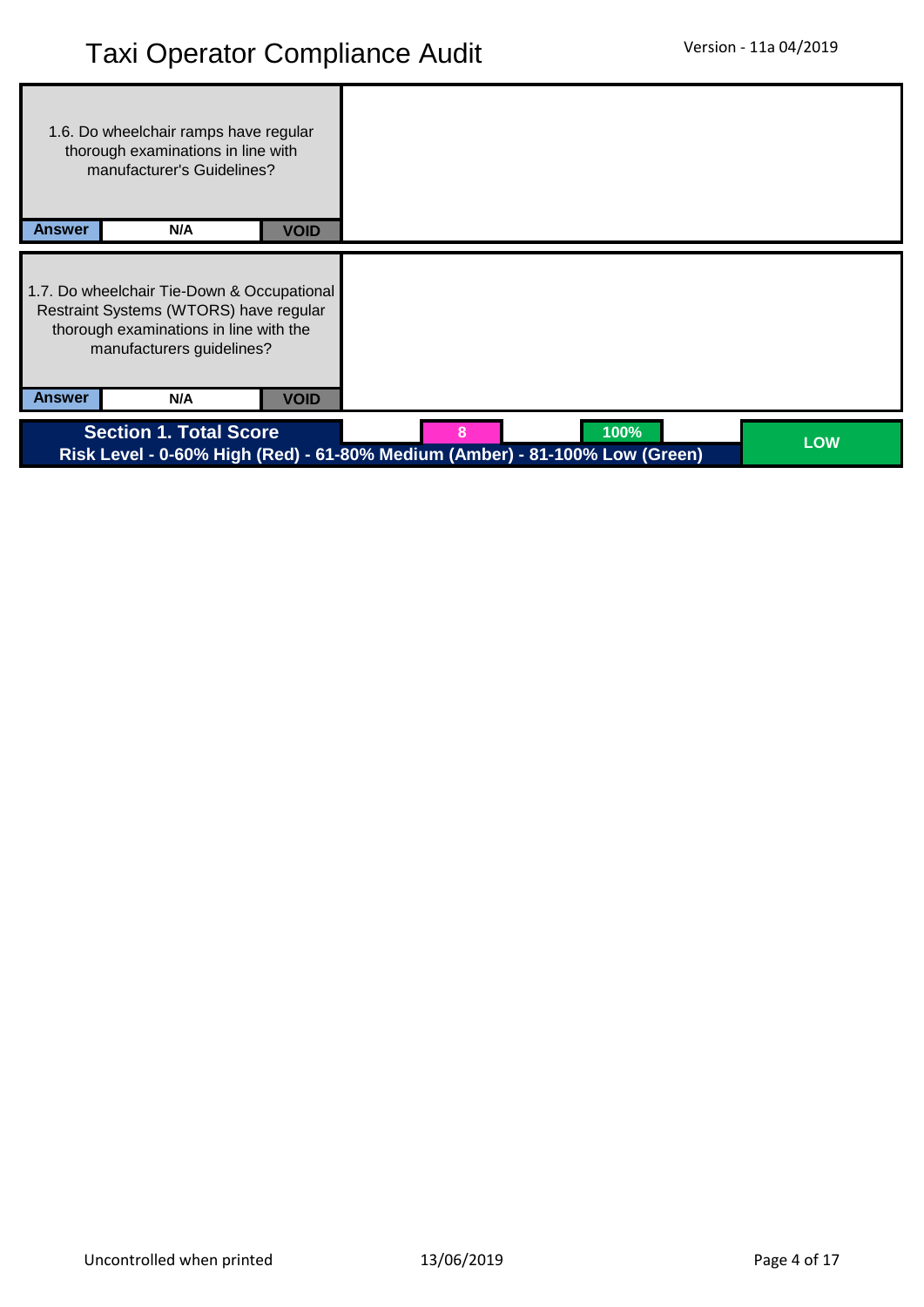1.6. Do wheelchair ramps have regular thorough examinations in line with manufacturer's Guidelines?

| Answer | N/A | VOID |
|---|---|---|

1.7. Do wheelchair Tie-Down & Occupational Restraint Systems (WTORS) have regular thorough examinations in line with the manufacturers guidelines?

| Answer | N/A | VOID |
|---|---|---|

| Section 1. Total Score | 8 | 100% | LOW |
|---|---|---|---|

**Risk Level - 0-60% High (Red) - 61-80% Medium (Amber) - 81-100% Low (Green)**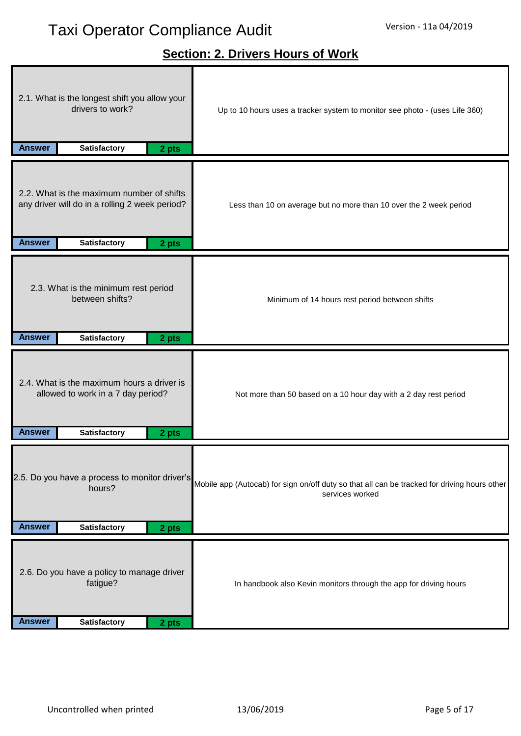# Taxi Operator Compliance Audit

## Section: 2. Drivers Hours of Work

| Question | Answer | Rating | Points | Response |
| --- | --- | --- | --- | --- |
| 2.1. What is the longest shift you allow your drivers to work? | Answer | Satisfactory | 2 pts | Up to 10 hours uses a tracker system to monitor see photo - (uses Life 360) |
| 2.2. What is the maximum number of shifts any driver will do in a rolling 2 week period? | Answer | Satisfactory | 2 pts | Less than 10 on average but no more than 10 over the 2 week period |
| 2.3. What is the minimum rest period between shifts? | Answer | Satisfactory | 2 pts | Minimum of 14 hours rest period between shifts |
| 2.4. What is the maximum hours a driver is allowed to work in a 7 day period? | Answer | Satisfactory | 2 pts | Not more than 50 based on a 10 hour day with a 2 day rest period |
| 2.5. Do you have a process to monitor driver's hours? | Answer | Satisfactory | 2 pts | Mobile app (Autocab) for sign on/off duty so that all can be tracked for driving hours other services worked |
| 2.6. Do you have a policy to manage driver fatigue? | Answer | Satisfactory | 2 pts | In handbook also Kevin monitors through the app for driving hours |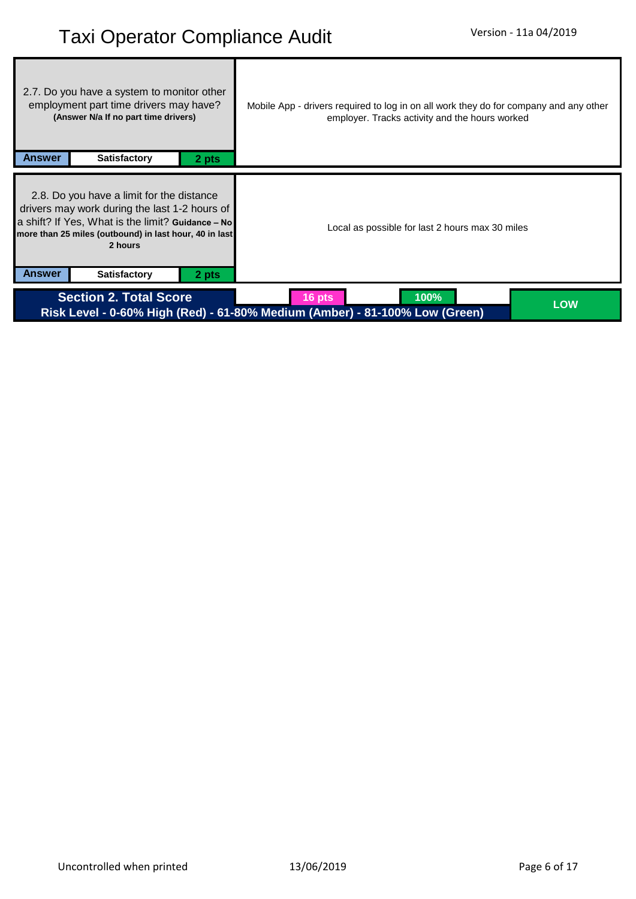| Question | | | Response |
|---|---|---|---|
| 2.7. Do you have a system to monitor other employment part time drivers may have? **(Answer N/a If no part time drivers)** | | | Mobile App - drivers required to log in on all work they do for company and any other employer. Tracks activity and the hours worked |
| **Answer** | **Satisfactory** | **2 pts** | |

| Question | | | Response |
|---|---|---|---|
| 2.8. Do you have a limit for the distance drivers may work during the last 1-2 hours of a shift? If Yes, What is the limit? **Guidance – No more than 25 miles (outbound) in last hour, 40 in last 2 hours** | | | Local as possible for last 2 hours max 30 miles |
| **Answer** | **Satisfactory** | **2 pts** | |

| **Section 2. Total Score** | **16 pts** | **100%** | **LOW** |
|---|---|---|---|

**Risk Level - 0-60% High (Red) - 61-80% Medium (Amber) - 81-100% Low (Green)**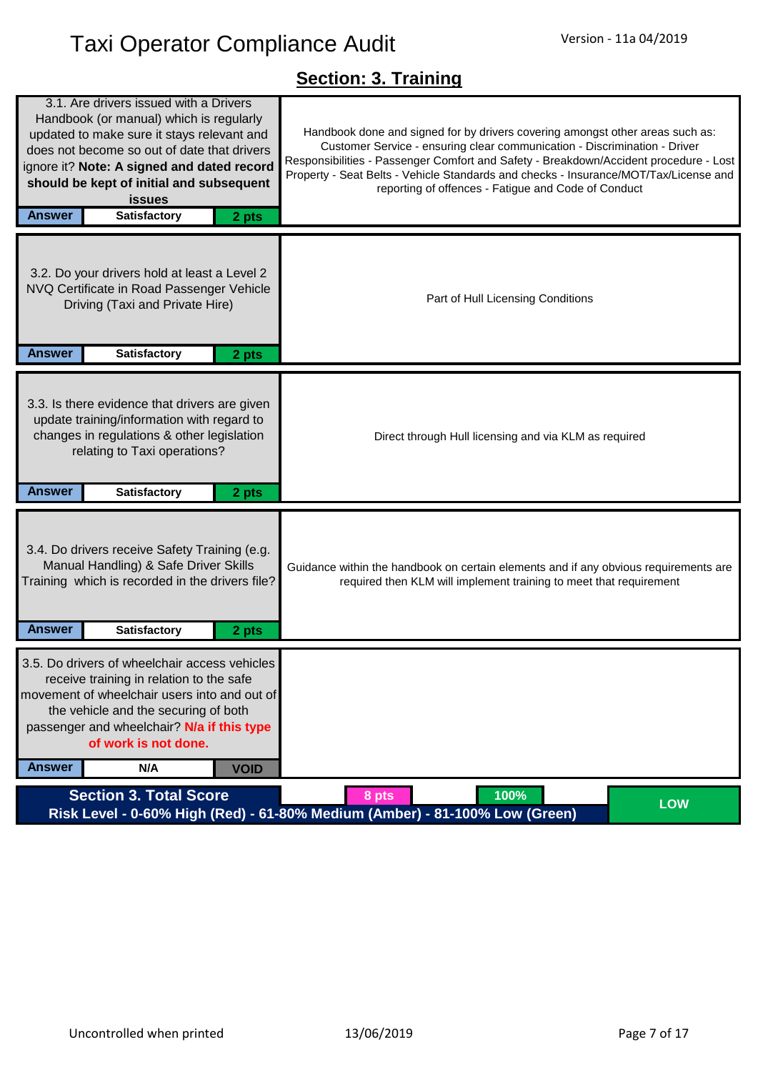# Taxi Operator Compliance Audit

Version - 11a 04/2019

## Section: 3. Training

| Question | Comments |
|---|---|
| 3.1. Are drivers issued with a Drivers Handbook (or manual) which is regularly updated to make sure it stays relevant and does not become so out of date that drivers ignore it? **Note: A signed and dated record should be kept of initial and subsequent issues** | Handbook done and signed for by drivers covering amongst other areas such as: Customer Service - ensuring clear communication - Discrimination - Driver Responsibilities - Passenger Comfort and Safety - Breakdown/Accident procedure - Lost Property - Seat Belts - Vehicle Standards and checks - Insurance/MOT/Tax/License and reporting of offences - Fatigue and Code of Conduct |
| **Answer**: Satisfactory — **2 pts** | |
| 3.2. Do your drivers hold at least a Level 2 NVQ Certificate in Road Passenger Vehicle Driving (Taxi and Private Hire) | Part of Hull Licensing Conditions |
| **Answer**: Satisfactory — **2 pts** | |
| 3.3. Is there evidence that drivers are given update training/information with regard to changes in regulations & other legislation relating to Taxi operations? | Direct through Hull licensing and via KLM as required |
| **Answer**: Satisfactory — **2 pts** | |
| 3.4. Do drivers receive Safety Training (e.g. Manual Handling) & Safe Driver Skills Training which is recorded in the drivers file? | Guidance within the handbook on certain elements and if any obvious requirements are required then KLM will implement training to meet that requirement |
| **Answer**: Satisfactory — **2 pts** | |
| 3.5. Do drivers of wheelchair access vehicles receive training in relation to the safe movement of wheelchair users into and out of the vehicle and the securing of both passenger and wheelchair? **N/a if this type of work is not done.** | |
| **Answer**: N/A — **VOID** | |

| Section 3. Total Score | 8 pts | 100% | LOW |
|---|---|---|---|

**Risk Level - 0-60% High (Red) - 61-80% Medium (Amber) - 81-100% Low (Green)**

Uncontrolled when printed    13/06/2019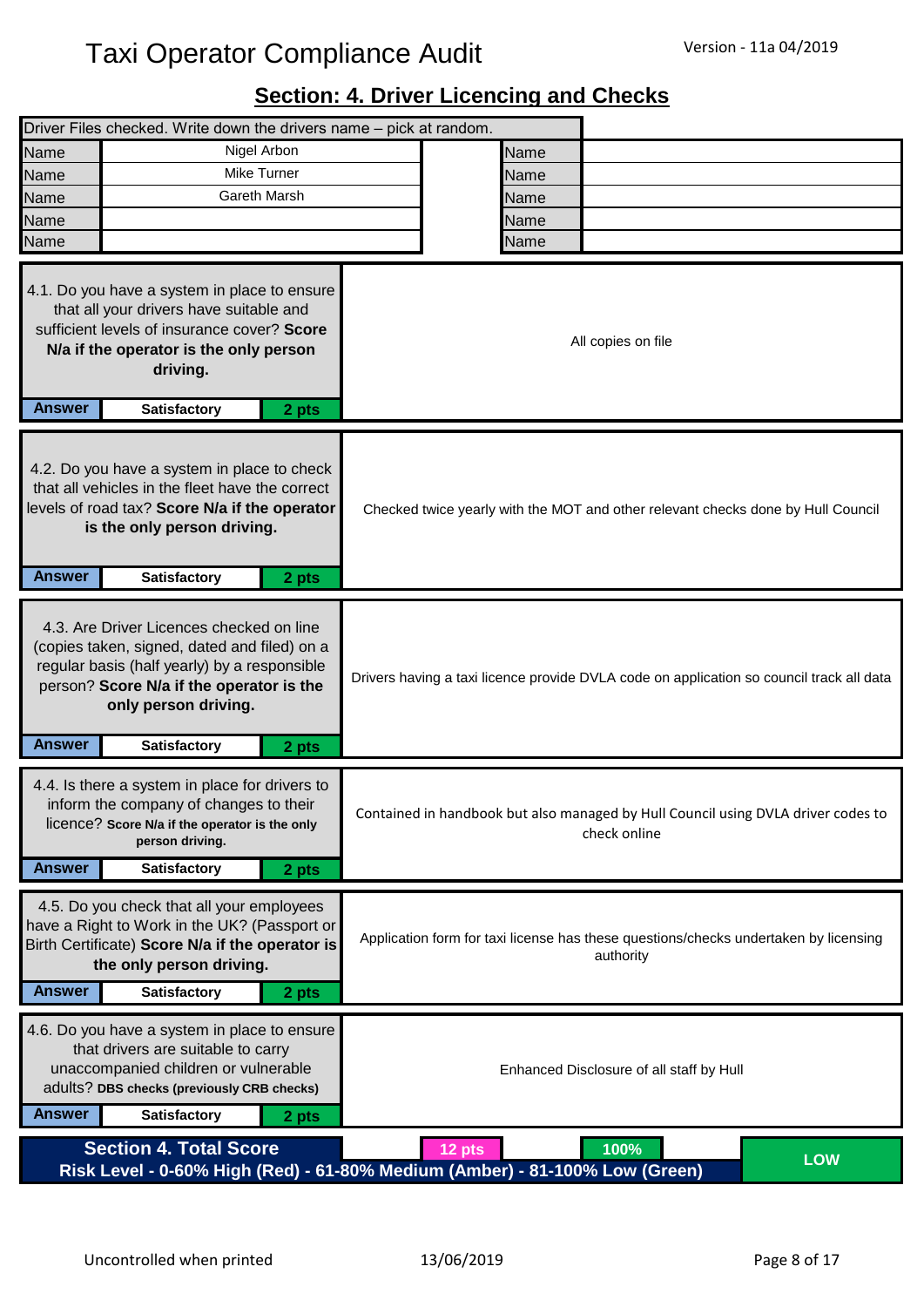# Taxi Operator Compliance Audit

Version - 11a 04/2019

## Section: 4. Driver Licencing and Checks

| Driver Files checked. Write down the drivers name – pick at random. | | | |
|---|---|---|---|
| Name | Nigel Arbon | Name | |
| Name | Mike Turner | Name | |
| Name | Gareth Marsh | Name | |
| Name | | Name | |
| Name | | Name | |

| Question | Comments |
|---|---|
| 4.1. Do you have a system in place to ensure that all your drivers have suitable and sufficient levels of insurance cover? **Score N/a if the operator is the only person driving.** | All copies on file |
| **Answer** Satisfactory 2 pts | |
| 4.2. Do you have a system in place to check that all vehicles in the fleet have the correct levels of road tax? **Score N/a if the operator is the only person driving.** | Checked twice yearly with the MOT and other relevant checks done by Hull Council |
| **Answer** Satisfactory 2 pts | |
| 4.3. Are Driver Licences checked on line (copies taken, signed, dated and filed) on a regular basis (half yearly) by a responsible person? **Score N/a if the operator is the only person driving.** | Drivers having a taxi licence provide DVLA code on application so council track all data |
| **Answer** Satisfactory 2 pts | |
| 4.4. Is there a system in place for drivers to inform the company of changes to their licence? **Score N/a if the operator is the only person driving.** | Contained in handbook but also managed by Hull Council using DVLA driver codes to check online |
| **Answer** Satisfactory 2 pts | |
| 4.5. Do you check that all your employees have a Right to Work in the UK? (Passport or Birth Certificate) **Score N/a if the operator is the only person driving.** | Application form for taxi license has these questions/checks undertaken by licensing authority |
| **Answer** Satisfactory 2 pts | |
| 4.6. Do you have a system in place to ensure that drivers are suitable to carry unaccompanied children or vulnerable adults? **DBS checks (previously CRB checks)** | Enhanced Disclosure of all staff by Hull |
| **Answer** Satisfactory 2 pts | |

| Section 4. Total Score | 12 pts | 100% | LOW |
|---|---|---|---|

**Risk Level - 0-60% High (Red) - 61-80% Medium (Amber) - 81-100% Low (Green)**

Uncontrolled when printed

13/06/2019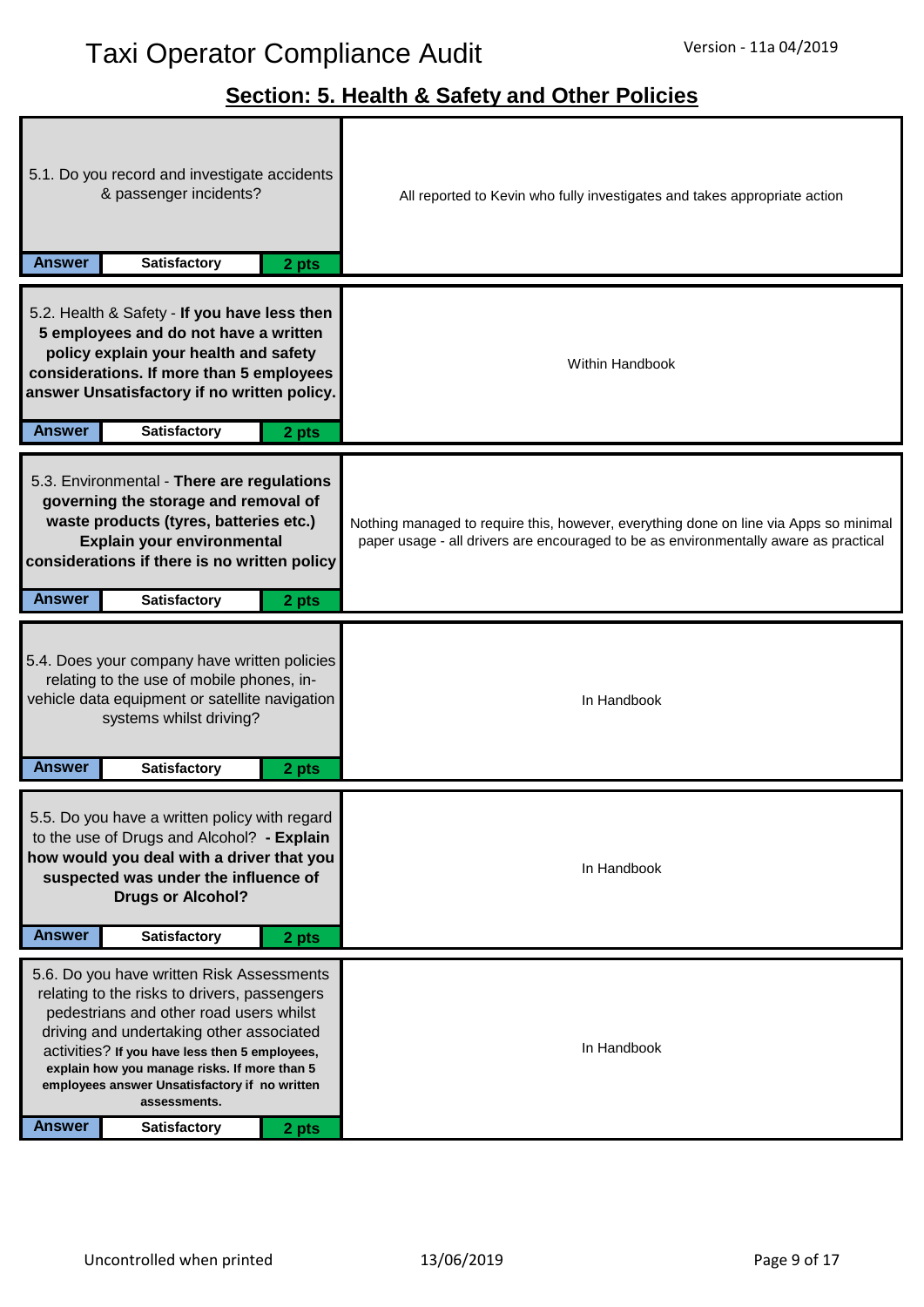# Taxi Operator Compliance Audit

Version - 11a 04/2019

## Section: 5. Health & Safety and Other Policies

| Question | Response |
|---|---|
| 5.1. Do you record and investigate accidents & passenger incidents?<br>**Answer** – **Satisfactory** – **2 pts** | All reported to Kevin who fully investigates and takes appropriate action |
| 5.2. Health & Safety - **If you have less then 5 employees and do not have a written policy explain your health and safety considerations. If more than 5 employees answer Unsatisfactory if no written policy.**<br>**Answer** – **Satisfactory** – **2 pts** | Within Handbook |
| 5.3. Environmental - **There are regulations governing the storage and removal of waste products (tyres, batteries etc.) Explain your environmental considerations if there is no written policy**<br>**Answer** – **Satisfactory** – **2 pts** | Nothing managed to require this, however, everything done on line via Apps so minimal paper usage - all drivers are encouraged to be as environmentally aware as practical |
| 5.4. Does your company have written policies relating to the use of mobile phones, in-vehicle data equipment or satellite navigation systems whilst driving?<br>**Answer** – **Satisfactory** – **2 pts** | In Handbook |
| 5.5. Do you have a written policy with regard to the use of Drugs and Alcohol? **- Explain how would you deal with a driver that you suspected was under the influence of Drugs or Alcohol?**<br>**Answer** – **Satisfactory** – **2 pts** | In Handbook |
| 5.6. Do you have written Risk Assessments relating to the risks to drivers, passengers pedestrians and other road users whilst driving and undertaking other associated activities? **If you have less then 5 employees, explain how you manage risks. If more than 5 employees answer Unsatisfactory if no written assessments.**<br>**Answer** – **Satisfactory** – **2 pts** | In Handbook |

Uncontrolled when printed

13/06/2019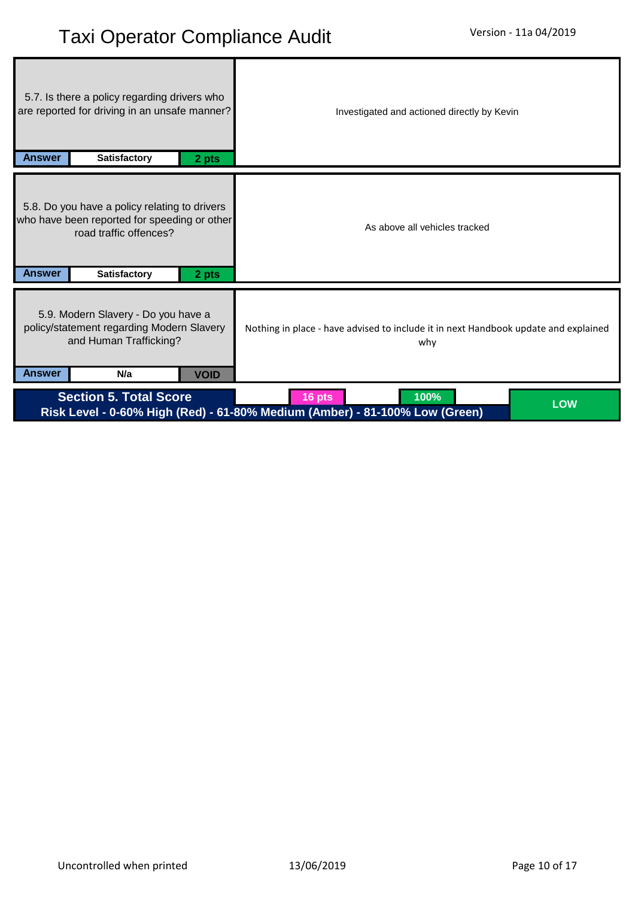| Question | Comments |
| --- | --- |
| 5.7. Is there a policy regarding drivers who are reported for driving in an unsafe manner?<br>**Answer** — **Satisfactory** — **2 pts** | Investigated and actioned directly by Kevin |
| 5.8. Do you have a policy relating to drivers who have been reported for speeding or other road traffic offences?<br>**Answer** — **Satisfactory** — **2 pts** | As above all vehicles tracked |
| 5.9. Modern Slavery - Do you have a policy/statement regarding Modern Slavery and Human Trafficking?<br>**Answer** — **N/a** — **VOID** | Nothing in place - have advised to include it in next Handbook update and explained why |

| **Section 5. Total Score** | **16 pts** | **100%** | **LOW** |
| --- | --- | --- | --- |
| **Risk Level - 0-60% High (Red) - 61-80% Medium (Amber) - 81-100% Low (Green)** | | | |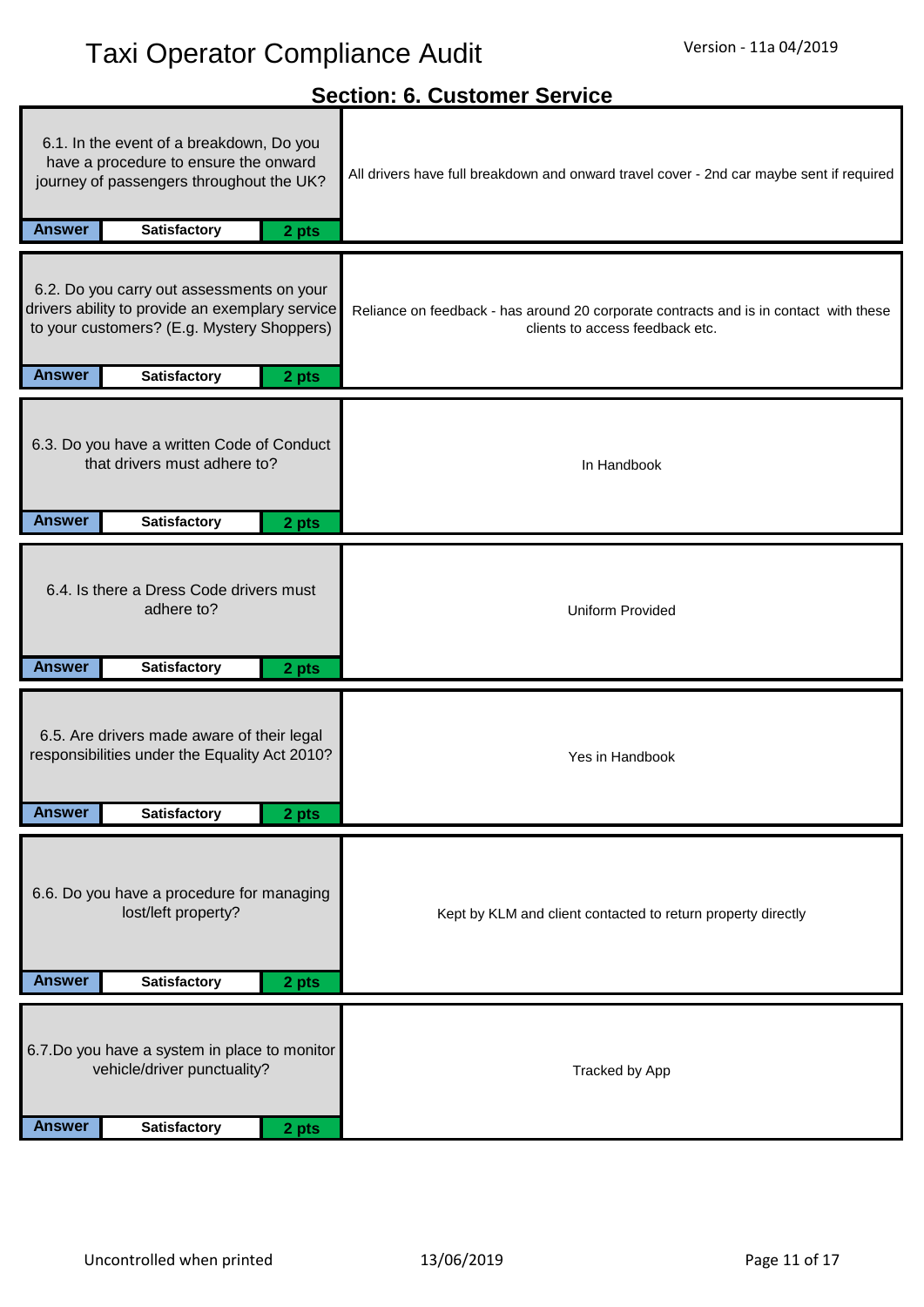# Taxi Operator Compliance Audit

Version - 11a 04/2019

## Section: 6. Customer Service

| Question | Answer | Points | Comments |
|---|---|---|---|
| 6.1. In the event of a breakdown, Do you have a procedure to ensure the onward journey of passengers throughout the UK? | Satisfactory | 2 pts | All drivers have full breakdown and onward travel cover - 2nd car maybe sent if required |
| 6.2. Do you carry out assessments on your drivers ability to provide an exemplary service to your customers? (E.g. Mystery Shoppers) | Satisfactory | 2 pts | Reliance on feedback - has around 20 corporate contracts and is in contact with these clients to access feedback etc. |
| 6.3. Do you have a written Code of Conduct that drivers must adhere to? | Satisfactory | 2 pts | In Handbook |
| 6.4. Is there a Dress Code drivers must adhere to? | Satisfactory | 2 pts | Uniform Provided |
| 6.5. Are drivers made aware of their legal responsibilities under the Equality Act 2010? | Satisfactory | 2 pts | Yes in Handbook |
| 6.6. Do you have a procedure for managing lost/left property? | Satisfactory | 2 pts | Kept by KLM and client contacted to return property directly |
| 6.7.Do you have a system in place to monitor vehicle/driver punctuality? | Satisfactory | 2 pts | Tracked by App |

Uncontrolled when printed 13/06/2019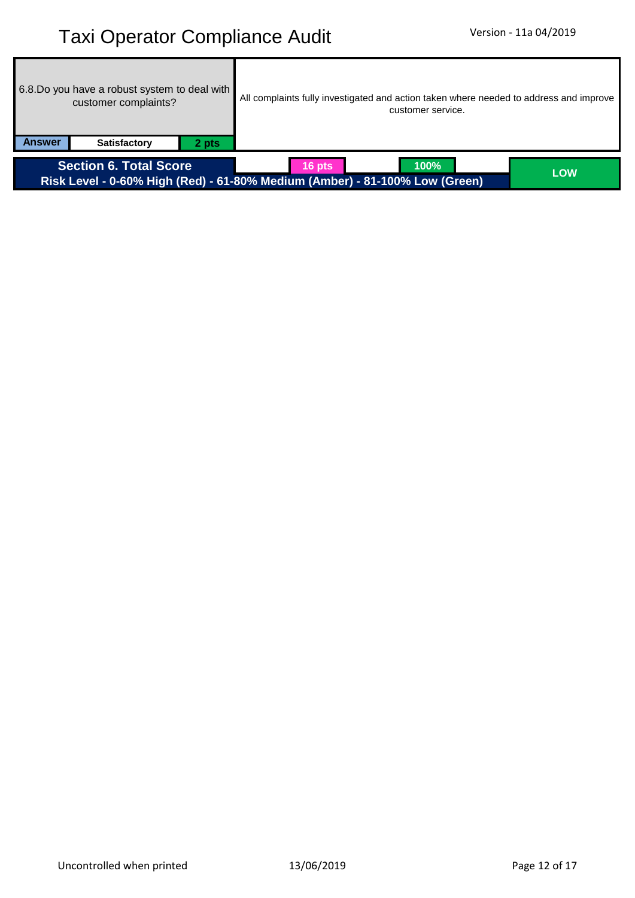| 6.8.Do you have a robust system to deal with customer complaints? | | | All complaints fully investigated and action taken where needed to address and improve customer service. |
|---|---|---|---|
| **Answer** | **Satisfactory** | **2 pts** | |

| **Section 6. Total Score** | **16 pts** | **100%** | **LOW** |
|---|---|---|---|
| **Risk Level - 0-60% High (Red) - 61-80% Medium (Amber) - 81-100% Low (Green)** | | | |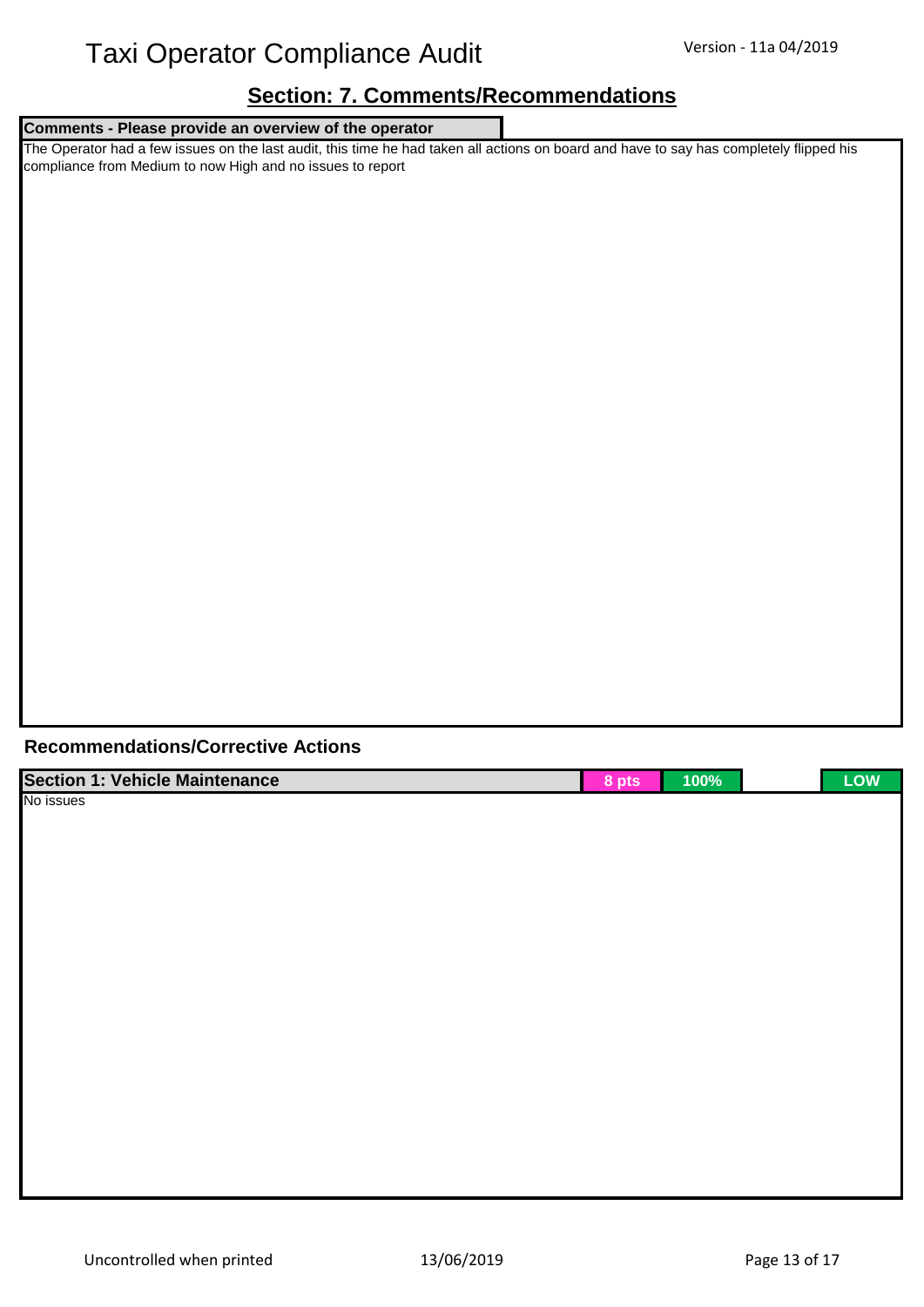## Section: 7. Comments/Recommendations

**Comments - Please provide an overview of the operator**

The Operator had a few issues on the last audit, this time he had taken all actions on board and have to say has completely flipped his compliance from Medium to now High and no issues to report

### Recommendations/Corrective Actions

| Section 1: Vehicle Maintenance | 8 pts | 100% | | LOW |
|---|---|---|---|---|

No issues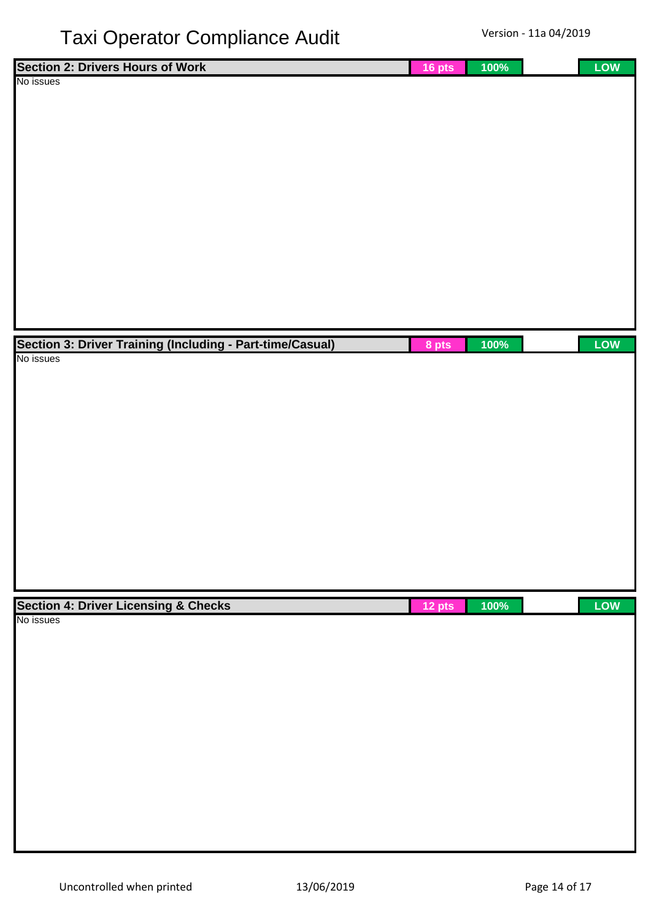# Taxi Operator Compliance Audit

Version - 11a 04/2019

| Section 2: Drivers Hours of Work | 16 pts | 100% | | LOW |
|---|---|---|---|---|
| No issues | | | | |

| Section 3: Driver Training (Including - Part-time/Casual) | 8 pts | 100% | | LOW |
|---|---|---|---|---|
| No issues | | | | |

| Section 4: Driver Licensing & Checks | 12 pts | 100% | | LOW |
|---|---|---|---|---|
| No issues | | | | |

Uncontrolled when printed

13/06/2019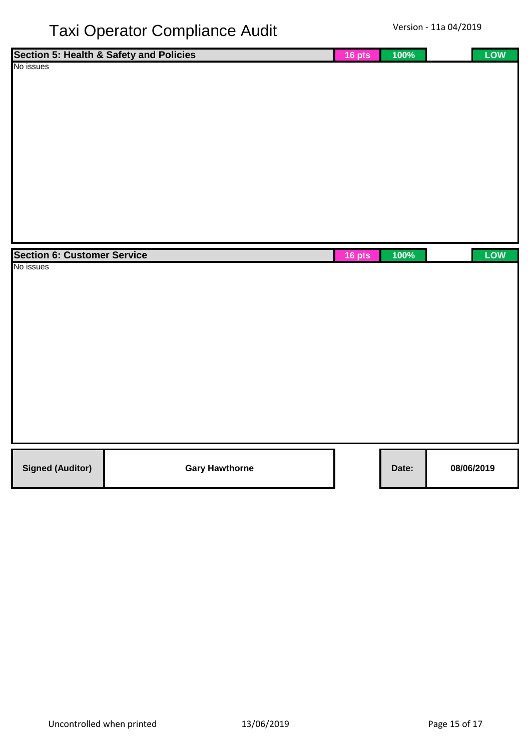# Taxi Operator Compliance Audit

Version - 11a 04/2019

| Section 5: Health & Safety and Policies | 16 pts | 100% | | LOW |
|---|---|---|---|---|

No issues

| Section 6: Customer Service | 16 pts | 100% | | LOW |
|---|---|---|---|---|

No issues

| Signed (Auditor) | Gary Hawthorne | | Date: | 08/06/2019 |
|---|---|---|---|---|

Uncontrolled when printed 13/06/2019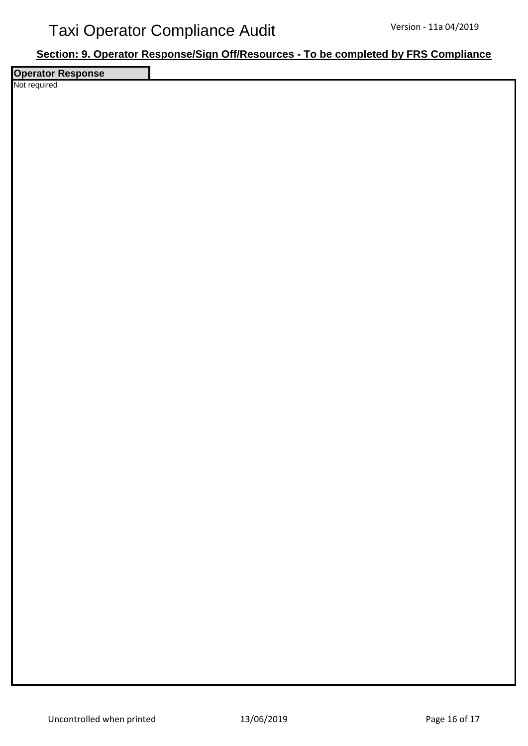## Section: 9. Operator Response/Sign Off/Resources - To be completed by FRS Compliance

**Operator Response**

Not required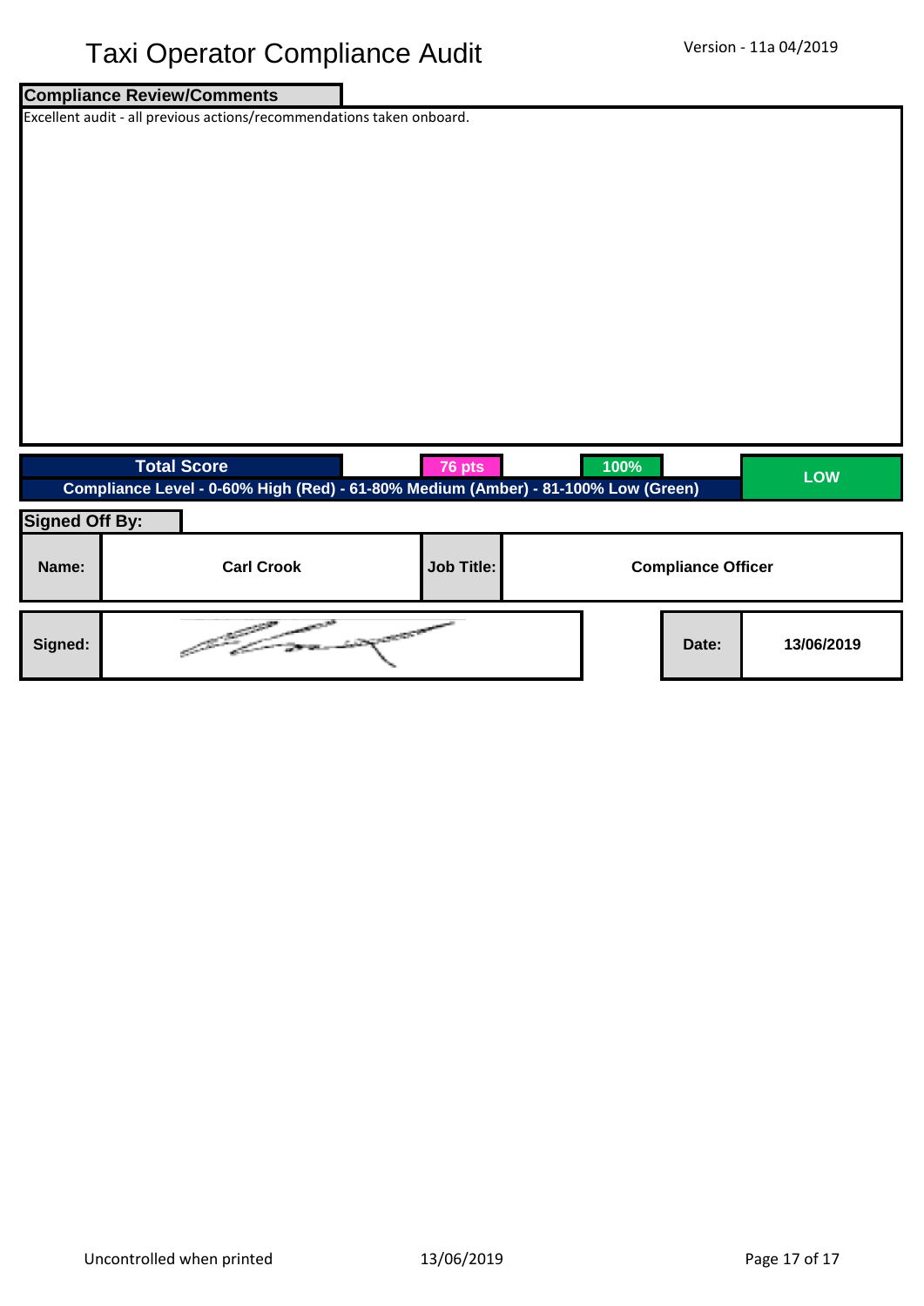# Taxi Operator Compliance Audit

Version - 11a 04/2019

## Compliance Review/Comments

Excellent audit - all previous actions/recommendations taken onboard.

| Total Score | 76 pts | 100% | LOW |
|---|---|---|---|
| Compliance Level - 0-60% High (Red) - 61-80% Medium (Amber) - 81-100% Low (Green) | | | |

## Signed Off By:

| | | | |
|---|---|---|---|
| **Name:** | **Carl Crook** | **Job Title:** | **Compliance Officer** |
| **Signed:** | | **Date:** | **13/06/2019** |

Uncontrolled when printed

13/06/2019